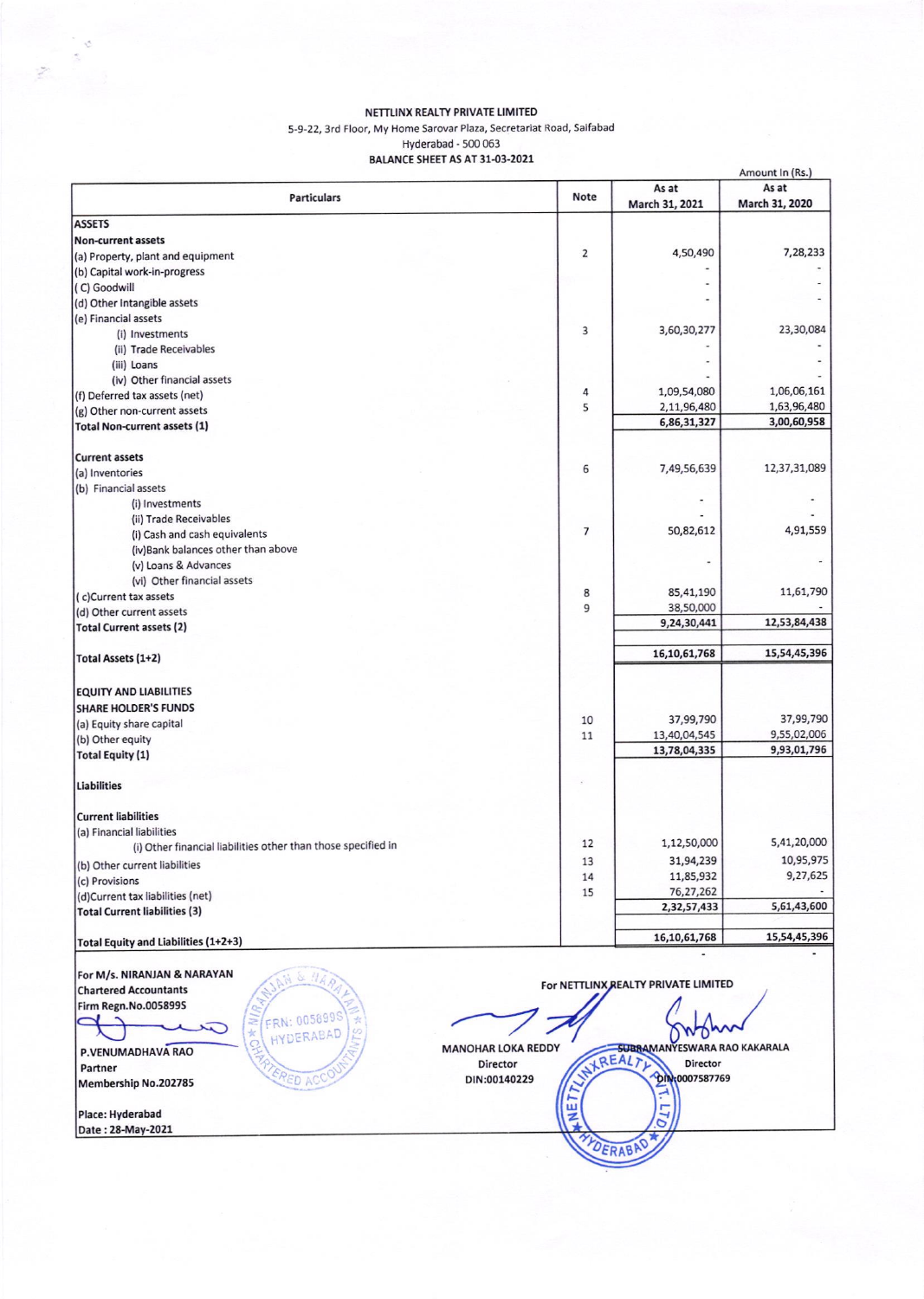**NETTLINX REALTY PRIVATE LIMITED**
5-9-22, 3rd Floor, My Home Sarovar Plaza, Secretariat Road, Saifabad
Hyderabad - 500 063
**BALANCE SHEET AS AT 31-03-2021**

Amount In (Rs.)

| Particulars | Note | As at March 31, 2021 | As at March 31, 2020 |
|---|---|---|---|
| **ASSETS** | | | |
| **Non-current assets** | | | |
| (a) Property, plant and equipment | 2 | 4,50,490 | 7,28,233 |
| (b) Capital work-in-progress | | - | - |
| ( C) Goodwill | | - | - |
| (d) Other Intangible assets | | - | - |
| (e) Financial assets | | | |
| (i) Investments | 3 | 3,60,30,277 | 23,30,084 |
| (ii) Trade Receivables | | - | - |
| (iii) Loans | | - | - |
| (iv) Other financial assets | | - | - |
| (f) Deferred tax assets (net) | 4 | 1,09,54,080 | 1,06,06,161 |
| (g) Other non-current assets | 5 | 2,11,96,480 | 1,63,96,480 |
| **Total Non-current assets (1)** | | **6,86,31,327** | **3,00,60,958** |
| **Current assets** | | | |
| (a) Inventories | 6 | 7,49,56,639 | 12,37,31,089 |
| (b) Financial assets | | | |
| (i) Investments | | - | - |
| (ii) Trade Receivables | | - | - |
| (i) Cash and cash equivalents | 7 | 50,82,612 | 4,91,559 |
| (iv)Bank balances other than above | | | |
| (v) Loans & Advances | | - | - |
| (vi) Other financial assets | | | |
| ( c)Current tax assets | 8 | 85,41,190 | 11,61,790 |
| (d) Other current assets | 9 | 38,50,000 | - |
| **Total Current assets (2)** | | **9,24,30,441** | **12,53,84,438** |
| **Total Assets (1+2)** | | **16,10,61,768** | **15,54,45,396** |
| **EQUITY AND LIABILITIES** | | | |
| **SHARE HOLDER'S FUNDS** | | | |
| (a) Equity share capital | 10 | 37,99,790 | 37,99,790 |
| (b) Other equity | 11 | 13,40,04,545 | 9,55,02,006 |
| **Total Equity (1)** | | **13,78,04,335** | **9,93,01,796** |
| **Liabilities** | | | |
| **Current liabilities** | | | |
| (a) Financial liabilities | | | |
| (i) Other financial liabilities other than those specified in | 12 | 1,12,50,000 | 5,41,20,000 |
| (b) Other current liabilities | 13 | 31,94,239 | 10,95,975 |
| (c) Provisions | 14 | 11,85,932 | 9,27,625 |
| (d)Current tax liabilities (net) | 15 | 76,27,262 | - |
| **Total Current liabilities (3)** | | **2,32,57,433** | **5,61,43,600** |
| **Total Equity and Liabilities (1+2+3)** | | **16,10,61,768** | **15,54,45,396** |
| | | - | - |

**For M/s. NIRANJAN & NARAYAN**
**Chartered Accountants**
**Firm Regn.No.005899S**

**P.VENUMADHAVA RAO**
**Partner**
**Membership No.202785**

**Place: Hyderabad**
**Date : 28-May-2021**

**For NETTLINX REALTY PRIVATE LIMITED**

**MANOHAR LOKA REDDY**
Director
DIN:00140229

**SUBRAMANYESWARA RAO KAKARALA**
Director
DIN:0007587769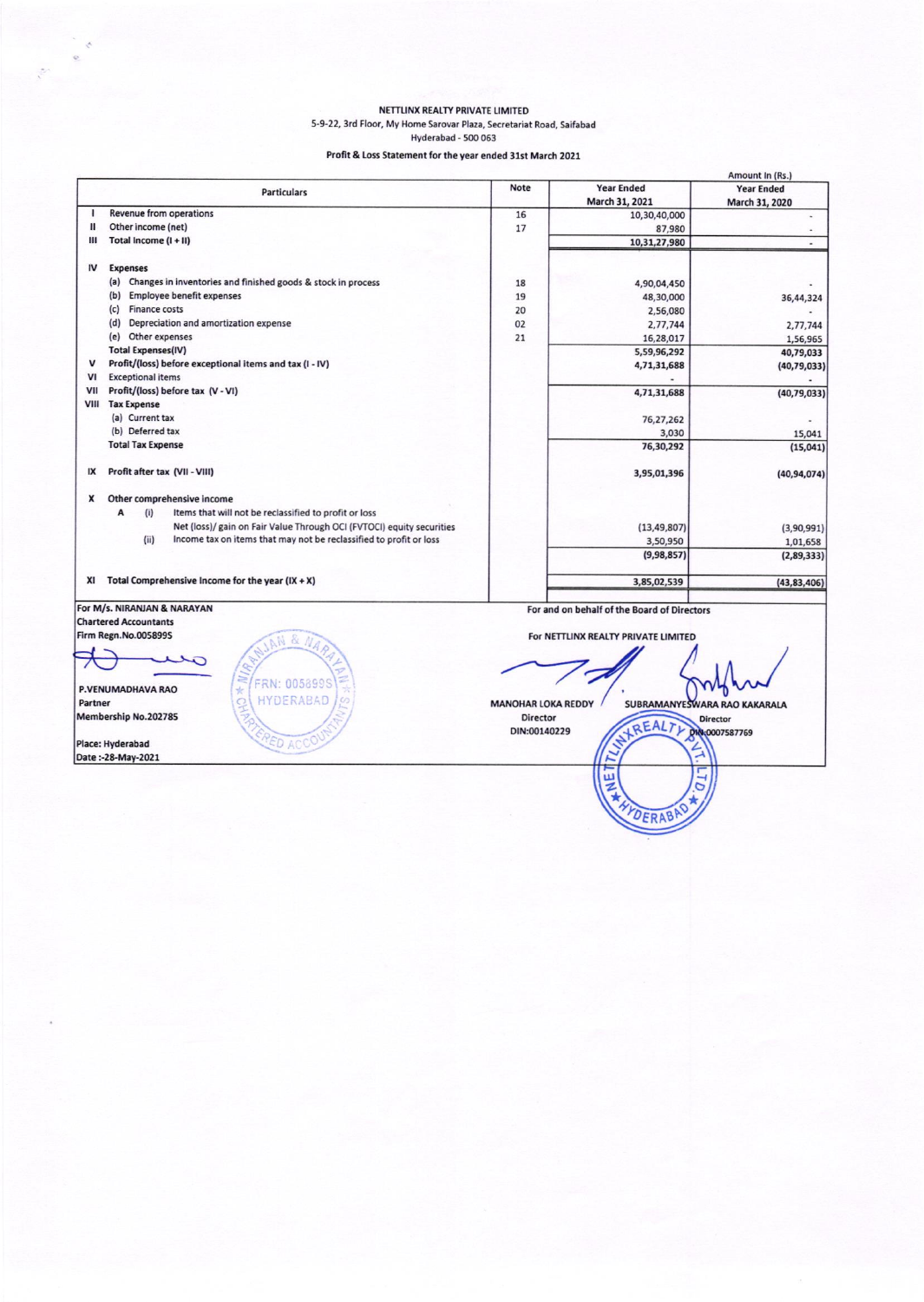**NETTLINX REALTY PRIVATE LIMITED**

5-9-22, 3rd Floor, My Home Sarovar Plaza, Secretariat Road, Saifabad

Hyderabad - 500 063

**Profit & Loss Statement for the year ended 31st March 2021**

Amount in (Rs.)

| | Particulars | Note | Year Ended March 31, 2021 | Year Ended March 31, 2020 |
|---|---|---|---|---|
| I | Revenue from operations | 16 | 10,30,40,000 | - |
| II | Other income (net) | 17 | 87,980 | - |
| III | Total Income (I + II) | | 10,31,27,980 | - |
| IV | **Expenses** | | | |
| | (a) Changes in inventories and finished goods & stock in process | 18 | 4,90,04,450 | - |
| | (b) Employee benefit expenses | 19 | 48,30,000 | 36,44,324 |
| | (c) Finance costs | 20 | 2,56,080 | - |
| | (d) Depreciation and amortization expense | 02 | 2,77,744 | 2,77,744 |
| | (e) Other expenses | 21 | 16,28,017 | 1,56,965 |
| | **Total Expenses(IV)** | | 5,59,96,292 | 40,79,033 |
| V | **Profit/(loss) before exceptional items and tax (I - IV)** | | 4,71,31,688 | (40,79,033) |
| VI | Exceptional items | | - | - |
| VII | **Profit/(loss) before tax (V - VI)** | | 4,71,31,688 | (40,79,033) |
| VIII | **Tax Expense** | | | |
| | (a) Current tax | | 76,27,262 | - |
| | (b) Deferred tax | | 3,030 | 15,041 |
| | **Total Tax Expense** | | 76,30,292 | (15,041) |
| IX | **Profit after tax (VII - VIII)** | | 3,95,01,396 | (40,94,074) |
| X | **Other comprehensive income** | | | |
| | A (i) Items that will not be reclassified to profit or loss | | | |
| | Net (loss)/ gain on Fair Value Through OCI (FVTOCI) equity securities | | (13,49,807) | (3,90,991) |
| | (ii) Income tax on items that may not be reclassified to profit or loss | | 3,50,950 | 1,01,658 |
| | | | (9,98,857) | (2,89,333) |
| XI | **Total Comprehensive Income for the year (IX + X)** | | 3,85,02,539 | (43,83,406) |

For M/s. NIRANJAN & NARAYAN
Chartered Accountants
Firm Regn.No.005899S

P.VENUMADHAVA RAO
Partner
Membership No.202785

Place: Hyderabad
Date :-28-May-2021

For and on behalf of the Board of Directors

For NETTLINX REALTY PRIVATE LIMITED

MANOHAR LOKA REDDY
Director
DIN:00140229

SUBRAMANYESWARA RAO KAKARALA
Director
DIN:0007587769